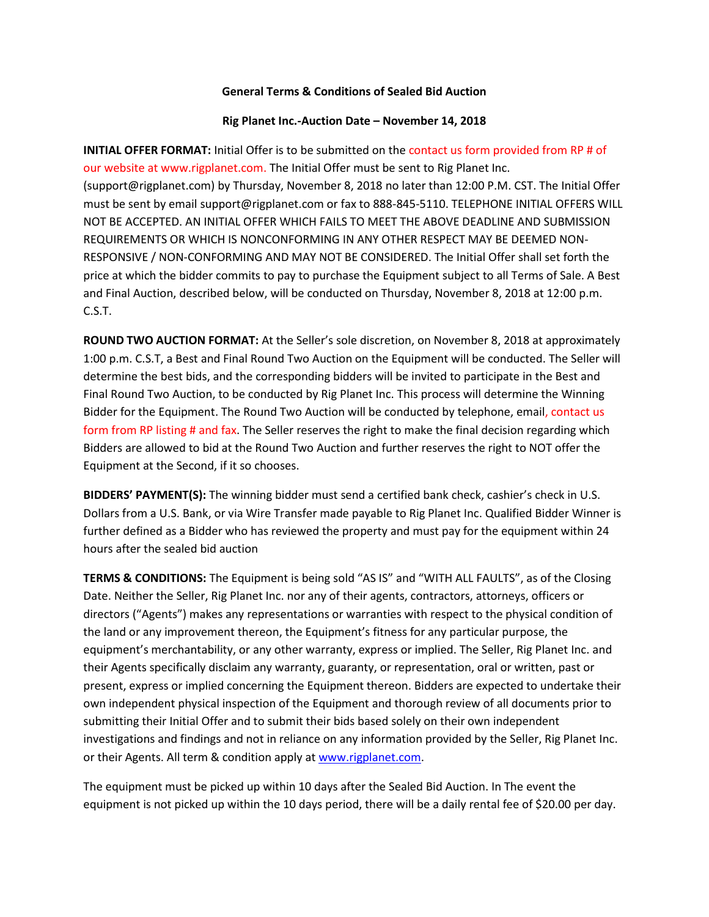**General Terms & Conditions of Sealed Bid Auction**

**Rig Planet Inc.-Auction Date – November 14, 2018**

**INITIAL OFFER FORMAT:** Initial Offer is to be submitted on the contact us form provided from RP # of our website at www.rigplanet.com. The Initial Offer must be sent to Rig Planet Inc. (support@rigplanet.com) by Thursday, November 8, 2018 no later than 12:00 P.M. CST. The Initial Offer must be sent by email support@rigplanet.com or fax to 888-845-5110. TELEPHONE INITIAL OFFERS WILL NOT BE ACCEPTED. AN INITIAL OFFER WHICH FAILS TO MEET THE ABOVE DEADLINE AND SUBMISSION REQUIREMENTS OR WHICH IS NONCONFORMING IN ANY OTHER RESPECT MAY BE DEEMED NON-RESPONSIVE / NON-CONFORMING AND MAY NOT BE CONSIDERED. The Initial Offer shall set forth the price at which the bidder commits to pay to purchase the Equipment subject to all Terms of Sale. A Best and Final Auction, described below, will be conducted on Thursday, November 8, 2018 at 12:00 p.m. C.S.T.

**ROUND TWO AUCTION FORMAT:** At the Seller's sole discretion, on November 8, 2018 at approximately 1:00 p.m. C.S.T, a Best and Final Round Two Auction on the Equipment will be conducted. The Seller will determine the best bids, and the corresponding bidders will be invited to participate in the Best and Final Round Two Auction, to be conducted by Rig Planet Inc. This process will determine the Winning Bidder for the Equipment. The Round Two Auction will be conducted by telephone, email, contact us form from RP listing # and fax. The Seller reserves the right to make the final decision regarding which Bidders are allowed to bid at the Round Two Auction and further reserves the right to NOT offer the Equipment at the Second, if it so chooses.

**BIDDERS' PAYMENT(S):** The winning bidder must send a certified bank check, cashier's check in U.S. Dollars from a U.S. Bank, or via Wire Transfer made payable to Rig Planet Inc. Qualified Bidder Winner is further defined as a Bidder who has reviewed the property and must pay for the equipment within 24 hours after the sealed bid auction

**TERMS & CONDITIONS:** The Equipment is being sold "AS IS" and "WITH ALL FAULTS", as of the Closing Date. Neither the Seller, Rig Planet Inc. nor any of their agents, contractors, attorneys, officers or directors ("Agents") makes any representations or warranties with respect to the physical condition of the land or any improvement thereon, the Equipment's fitness for any particular purpose, the equipment's merchantability, or any other warranty, express or implied. The Seller, Rig Planet Inc. and their Agents specifically disclaim any warranty, guaranty, or representation, oral or written, past or present, express or implied concerning the Equipment thereon. Bidders are expected to undertake their own independent physical inspection of the Equipment and thorough review of all documents prior to submitting their Initial Offer and to submit their bids based solely on their own independent investigations and findings and not in reliance on any information provided by the Seller, Rig Planet Inc. or their Agents. All term & condition apply at www.rigplanet.com.

The equipment must be picked up within 10 days after the Sealed Bid Auction. In The event the equipment is not picked up within the 10 days period, there will be a daily rental fee of $20.00 per day.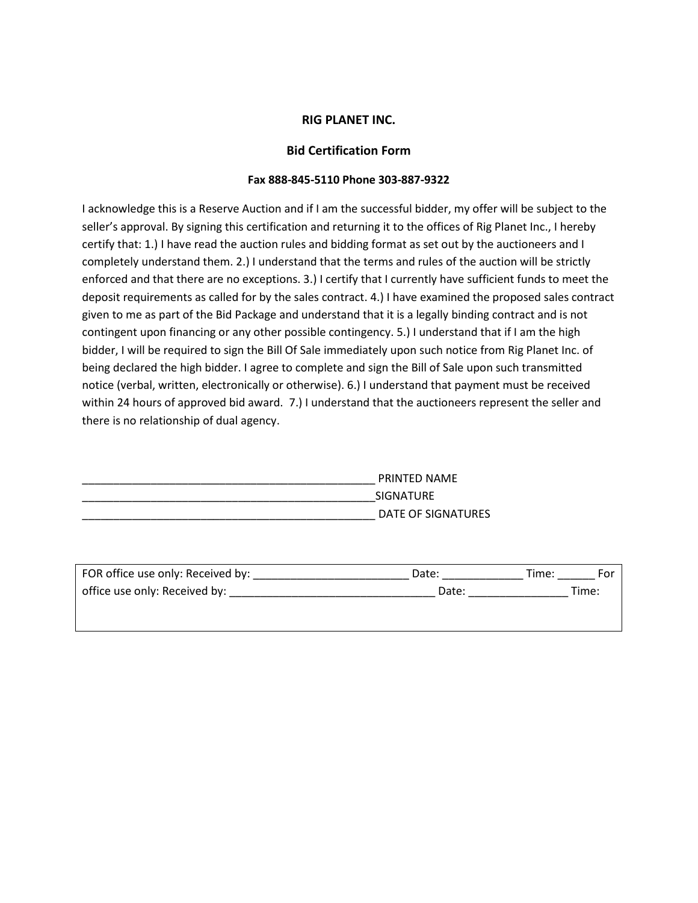**RIG PLANET INC.**

**Bid Certification Form**

**Fax 888-845-5110 Phone 303-887-9322**

I acknowledge this is a Reserve Auction and if I am the successful bidder, my offer will be subject to the seller's approval. By signing this certification and returning it to the offices of Rig Planet Inc., I hereby certify that: 1.) I have read the auction rules and bidding format as set out by the auctioneers and I completely understand them. 2.) I understand that the terms and rules of the auction will be strictly enforced and that there are no exceptions. 3.) I certify that I currently have sufficient funds to meet the deposit requirements as called for by the sales contract. 4.) I have examined the proposed sales contract given to me as part of the Bid Package and understand that it is a legally binding contract and is not contingent upon financing or any other possible contingency. 5.) I understand that if I am the high bidder, I will be required to sign the Bill Of Sale immediately upon such notice from Rig Planet Inc. of being declared the high bidder. I agree to complete and sign the Bill of Sale upon such transmitted notice (verbal, written, electronically or otherwise). 6.) I understand that payment must be received within 24 hours of approved bid award. 7.) I understand that the auctioneers represent the seller and there is no relationship of dual agency.

_________________________________________________ PRINTED NAME

_________________________________________________SIGNATURE

_________________________________________________ DATE OF SIGNATURES

FOR office use only: Received by: _________________________ Date: _____________ Time: ______ For office use only: Received by: _________________________________ Date: ________________ Time: